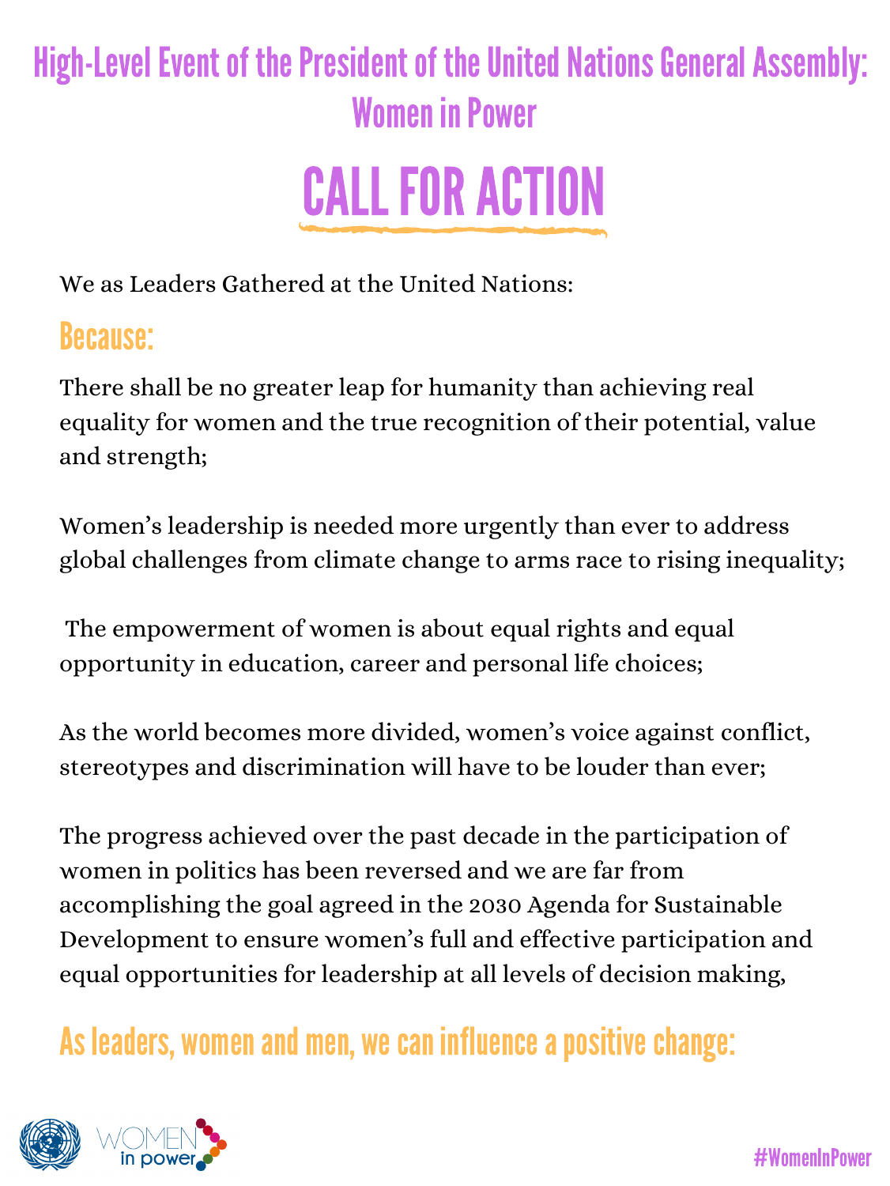# High-Level Event of the President of the United Nations General Assembly: Women in Power

# CALL FOR ACTION

We as Leaders Gathered at the United Nations:

## Because:

There shall be no greater leap for humanity than achieving real equality for women and the true recognition of their potential, value and strength;

Women's leadership is needed more urgently than ever to address global challenges from climate change to arms race to rising inequality;

The empowerment of women is about equal rights and equal opportunity in education, career and personal life choices;

As the world becomes more divided, women's voice against conflict, stereotypes and discrimination will have to be louder than ever;

The progress achieved over the past decade in the participation of women in politics has been reversed and we are far from accomplishing the goal agreed in the 2030 Agenda for Sustainable Development to ensure women's full and effective participation and equal opportunities for leadership at all levels of decision making,

## As leaders, women and men, we can influence a positive change:

WOMEN in power

#WomenInPower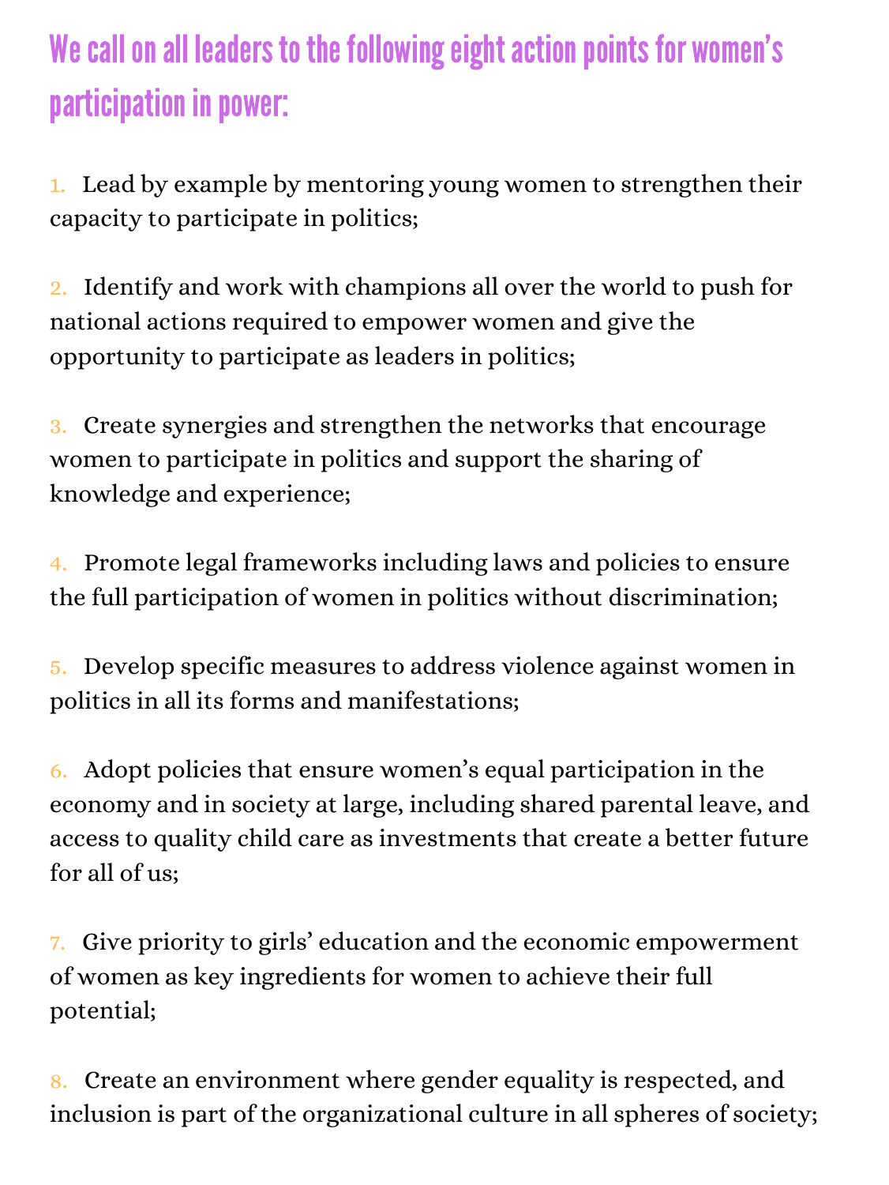## We call on all leaders to the following eight action points for women's participation in power:

1. Lead by example by mentoring young women to strengthen their capacity to participate in politics;
2. Identify and work with champions all over the world to push for national actions required to empower women and give the opportunity to participate as leaders in politics;
3. Create synergies and strengthen the networks that encourage women to participate in politics and support the sharing of knowledge and experience;
4. Promote legal frameworks including laws and policies to ensure the full participation of women in politics without discrimination;
5. Develop specific measures to address violence against women in politics in all its forms and manifestations;
6. Adopt policies that ensure women's equal participation in the economy and in society at large, including shared parental leave, and access to quality child care as investments that create a better future for all of us;
7. Give priority to girls' education and the economic empowerment of women as key ingredients for women to achieve their full potential;
8. Create an environment where gender equality is respected, and inclusion is part of the organizational culture in all spheres of society;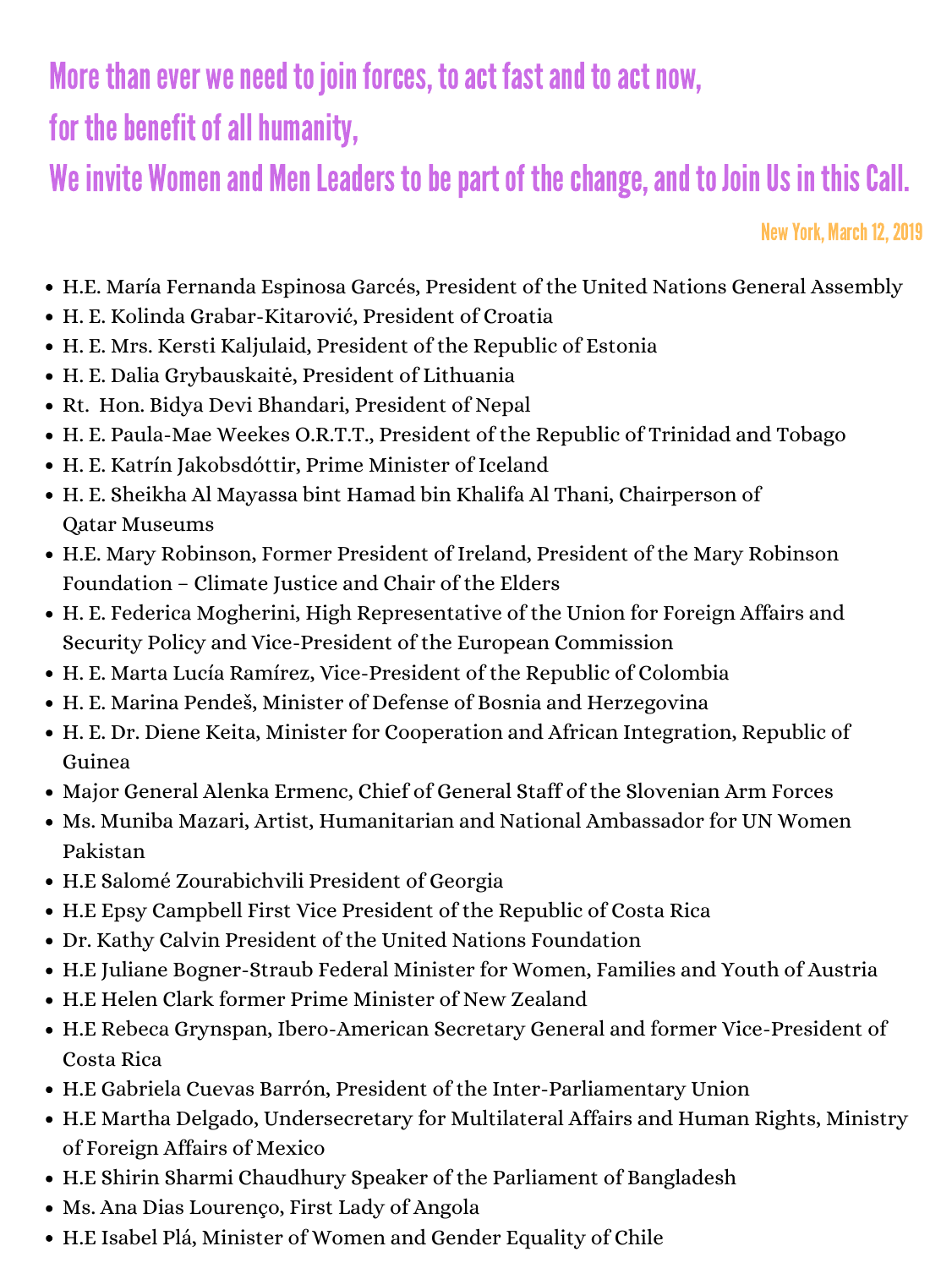**More than ever we need to join forces, to act fast and to act now,**
**for the benefit of all humanity,**
**We invite Women and Men Leaders to be part of the change, and to Join Us in this Call.**

New York, March 12, 2019

- H.E. María Fernanda Espinosa Garcés, President of the United Nations General Assembly
- H. E. Kolinda Grabar-Kitarović, President of Croatia
- H. E. Mrs. Kersti Kaljulaid, President of the Republic of Estonia
- H. E. Dalia Grybauskaitė, President of Lithuania
- Rt. Hon. Bidya Devi Bhandari, President of Nepal
- H. E. Paula-Mae Weekes O.R.T.T., President of the Republic of Trinidad and Tobago
- H. E. Katrín Jakobsdóttir, Prime Minister of Iceland
- H. E. Sheikha Al Mayassa bint Hamad bin Khalifa Al Thani, Chairperson of Qatar Museums
- H.E. Mary Robinson, Former President of Ireland, President of the Mary Robinson Foundation – Climate Justice and Chair of the Elders
- H. E. Federica Mogherini, High Representative of the Union for Foreign Affairs and Security Policy and Vice-President of the European Commission
- H. E. Marta Lucía Ramírez, Vice-President of the Republic of Colombia
- H. E. Marina Pendeš, Minister of Defense of Bosnia and Herzegovina
- H. E. Dr. Diene Keita, Minister for Cooperation and African Integration, Republic of Guinea
- Major General Alenka Ermenc, Chief of General Staff of the Slovenian Arm Forces
- Ms. Muniba Mazari, Artist, Humanitarian and National Ambassador for UN Women Pakistan
- H.E Salomé Zourabichvili President of Georgia
- H.E Epsy Campbell First Vice President of the Republic of Costa Rica
- Dr. Kathy Calvin President of the United Nations Foundation
- H.E Juliane Bogner-Straub Federal Minister for Women, Families and Youth of Austria
- H.E Helen Clark former Prime Minister of New Zealand
- H.E Rebeca Grynspan, Ibero-American Secretary General and former Vice-President of Costa Rica
- H.E Gabriela Cuevas Barrón, President of the Inter-Parliamentary Union
- H.E Martha Delgado, Undersecretary for Multilateral Affairs and Human Rights, Ministry of Foreign Affairs of Mexico
- H.E Shirin Sharmi Chaudhury Speaker of the Parliament of Bangladesh
- Ms. Ana Dias Lourenço, First Lady of Angola
- H.E Isabel Plá, Minister of Women and Gender Equality of Chile